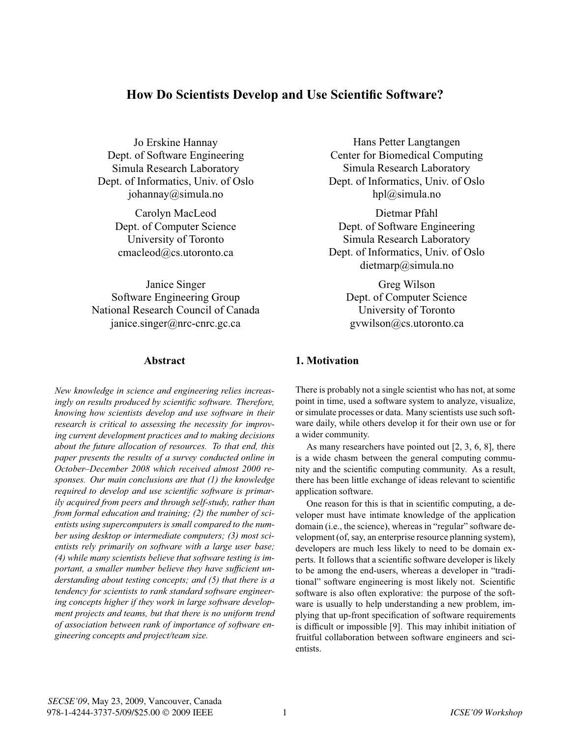# How Do Scientists Develop and Use Scientific Software?

Jo Erskine Hannay
Dept. of Software Engineering
Simula Research Laboratory
Dept. of Informatics, Univ. of Oslo
johannay@simula.no

Hans Petter Langtangen
Center for Biomedical Computing
Simula Research Laboratory
Dept. of Informatics, Univ. of Oslo
hpl@simula.no

Carolyn MacLeod
Dept. of Computer Science
University of Toronto
cmacleod@cs.utoronto.ca

Dietmar Pfahl
Dept. of Software Engineering
Simula Research Laboratory
Dept. of Informatics, Univ. of Oslo
dietmarp@simula.no

Janice Singer
Software Engineering Group
National Research Council of Canada
janice.singer@nrc-cnrc.gc.ca

Greg Wilson
Dept. of Computer Science
University of Toronto
gvwilson@cs.utoronto.ca

## Abstract

*New knowledge in science and engineering relies increasingly on results produced by scientific software. Therefore, knowing how scientists develop and use software in their research is critical to assessing the necessity for improving current development practices and to making decisions about the future allocation of resources. To that end, this paper presents the results of a survey conducted online in October–December 2008 which received almost 2000 responses. Our main conclusions are that (1) the knowledge required to develop and use scientific software is primarily acquired from peers and through self-study, rather than from formal education and training; (2) the number of scientists using supercomputers is small compared to the number using desktop or intermediate computers; (3) most scientists rely primarily on software with a large user base; (4) while many scientists believe that software testing is important, a smaller number believe they have sufficient understanding about testing concepts; and (5) that there is a tendency for scientists to rank standard software engineering concepts higher if they work in large software development projects and teams, but that there is no uniform trend of association between rank of importance of software engineering concepts and project/team size.*

## 1. Motivation

There is probably not a single scientist who has not, at some point in time, used a software system to analyze, visualize, or simulate processes or data. Many scientists use such software daily, while others develop it for their own use or for a wider community.

As many researchers have pointed out [2, 3, 6, 8], there is a wide chasm between the general computing community and the scientific computing community. As a result, there has been little exchange of ideas relevant to scientific application software.

One reason for this is that in scientific computing, a developer must have intimate knowledge of the application domain (i.e., the science), whereas in "regular" software development (of, say, an enterprise resource planning system), developers are much less likely to need to be domain experts. It follows that a scientific software developer is likely to be among the end-users, whereas a developer in "traditional" software engineering is most likely not. Scientific software is also often explorative: the purpose of the software is usually to help understanding a new problem, implying that up-front specification of software requirements is difficult or impossible [9]. This may inhibit initiation of fruitful collaboration between software engineers and scientists.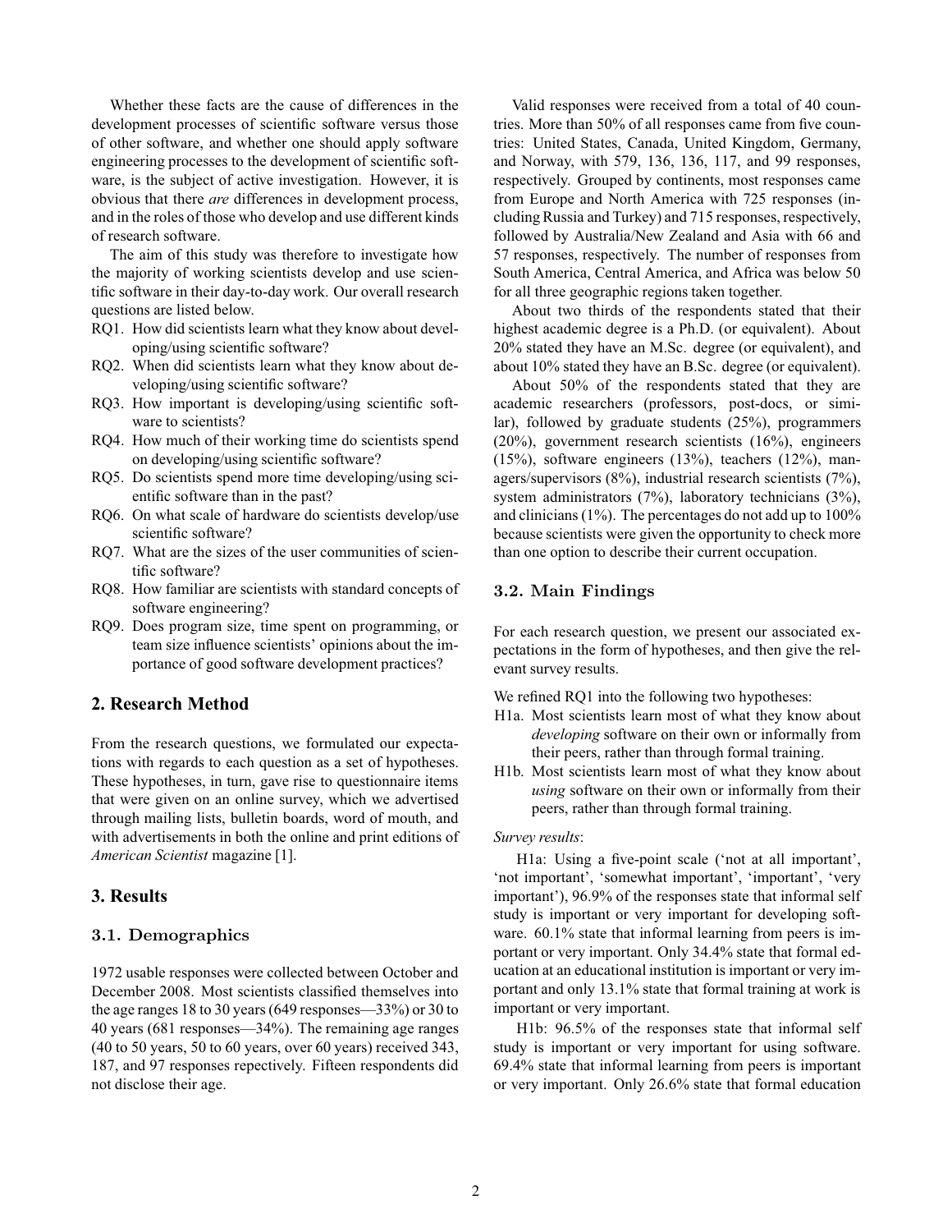Whether these facts are the cause of differences in the development processes of scientific software versus those of other software, and whether one should apply software engineering processes to the development of scientific software, is the subject of active investigation. However, it is obvious that there *are* differences in development process, and in the roles of those who develop and use different kinds of research software.

The aim of this study was therefore to investigate how the majority of working scientists develop and use scientific software in their day-to-day work. Our overall research questions are listed below.

- RQ1. How did scientists learn what they know about developing/using scientific software?
- RQ2. When did scientists learn what they know about developing/using scientific software?
- RQ3. How important is developing/using scientific software to scientists?
- RQ4. How much of their working time do scientists spend on developing/using scientific software?
- RQ5. Do scientists spend more time developing/using scientific software than in the past?
- RQ6. On what scale of hardware do scientists develop/use scientific software?
- RQ7. What are the sizes of the user communities of scientific software?
- RQ8. How familiar are scientists with standard concepts of software engineering?
- RQ9. Does program size, time spent on programming, or team size influence scientists' opinions about the importance of good software development practices?

## 2. Research Method

From the research questions, we formulated our expectations with regards to each question as a set of hypotheses. These hypotheses, in turn, gave rise to questionnaire items that were given on an online survey, which we advertised through mailing lists, bulletin boards, word of mouth, and with advertisements in both the online and print editions of *American Scientist* magazine [1].

## 3. Results

### 3.1. Demographics

1972 usable responses were collected between October and December 2008. Most scientists classified themselves into the age ranges 18 to 30 years (649 responses—33%) or 30 to 40 years (681 responses—34%). The remaining age ranges (40 to 50 years, 50 to 60 years, over 60 years) received 343, 187, and 97 responses repectively. Fifteen respondents did not disclose their age.

Valid responses were received from a total of 40 countries. More than 50% of all responses came from five countries: United States, Canada, United Kingdom, Germany, and Norway, with 579, 136, 136, 117, and 99 responses, respectively. Grouped by continents, most responses came from Europe and North America with 725 responses (including Russia and Turkey) and 715 responses, respectively, followed by Australia/New Zealand and Asia with 66 and 57 responses, respectively. The number of responses from South America, Central America, and Africa was below 50 for all three geographic regions taken together.

About two thirds of the respondents stated that their highest academic degree is a Ph.D. (or equivalent). About 20% stated they have an M.Sc. degree (or equivalent), and about 10% stated they have an B.Sc. degree (or equivalent).

About 50% of the respondents stated that they are academic researchers (professors, post-docs, or similar), followed by graduate students (25%), programmers (20%), government research scientists (16%), engineers (15%), software engineers (13%), teachers (12%), managers/supervisors (8%), industrial research scientists (7%), system administrators (7%), laboratory technicians (3%), and clinicians (1%). The percentages do not add up to 100% because scientists were given the opportunity to check more than one option to describe their current occupation.

### 3.2. Main Findings

For each research question, we present our associated expectations in the form of hypotheses, and then give the relevant survey results.

We refined RQ1 into the following two hypotheses:

- H1a. Most scientists learn most of what they know about *developing* software on their own or informally from their peers, rather than through formal training.
- H1b. Most scientists learn most of what they know about *using* software on their own or informally from their peers, rather than through formal training.

*Survey results*:

H1a: Using a five-point scale ('not at all important', 'not important', 'somewhat important', 'important', 'very important'), 96.9% of the responses state that informal self study is important or very important for developing software. 60.1% state that informal learning from peers is important or very important. Only 34.4% state that formal education at an educational institution is important or very important and only 13.1% state that formal training at work is important or very important.

H1b: 96.5% of the responses state that informal self study is important or very important for using software. 69.4% state that informal learning from peers is important or very important. Only 26.6% state that formal education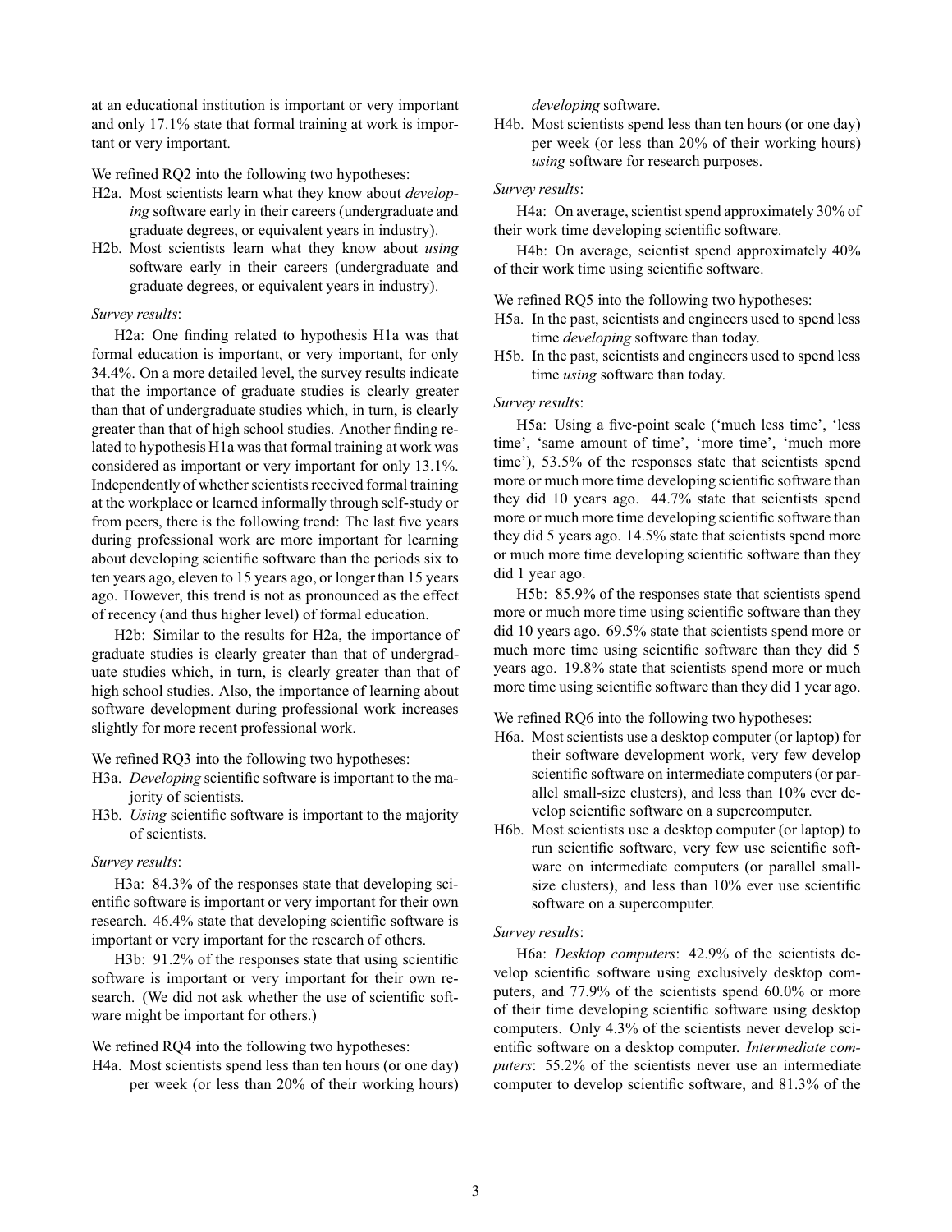at an educational institution is important or very important and only 17.1% state that formal training at work is important or very important.

We refined RQ2 into the following two hypotheses:

- H2a. Most scientists learn what they know about *developing* software early in their careers (undergraduate and graduate degrees, or equivalent years in industry).
- H2b. Most scientists learn what they know about *using* software early in their careers (undergraduate and graduate degrees, or equivalent years in industry).

*Survey results*:

H2a: One finding related to hypothesis H1a was that formal education is important, or very important, for only 34.4%. On a more detailed level, the survey results indicate that the importance of graduate studies is clearly greater than that of undergraduate studies which, in turn, is clearly greater than that of high school studies. Another finding related to hypothesis H1a was that formal training at work was considered as important or very important for only 13.1%. Independently of whether scientists received formal training at the workplace or learned informally through self-study or from peers, there is the following trend: The last five years during professional work are more important for learning about developing scientific software than the periods six to ten years ago, eleven to 15 years ago, or longer than 15 years ago. However, this trend is not as pronounced as the effect of recency (and thus higher level) of formal education.

H2b: Similar to the results for H2a, the importance of graduate studies is clearly greater than that of undergraduate studies which, in turn, is clearly greater than that of high school studies. Also, the importance of learning about software development during professional work increases slightly for more recent professional work.

We refined RQ3 into the following two hypotheses:

- H3a. *Developing* scientific software is important to the majority of scientists.
- H3b. *Using* scientific software is important to the majority of scientists.

*Survey results*:

H3a: 84.3% of the responses state that developing scientific software is important or very important for their own research. 46.4% state that developing scientific software is important or very important for the research of others.

H3b: 91.2% of the responses state that using scientific software is important or very important for their own research. (We did not ask whether the use of scientific software might be important for others.)

We refined RQ4 into the following two hypotheses:

- H4a. Most scientists spend less than ten hours (or one day) per week (or less than 20% of their working hours) *developing* software.
- H4b. Most scientists spend less than ten hours (or one day) per week (or less than 20% of their working hours) *using* software for research purposes.

*Survey results*:

H4a: On average, scientist spend approximately 30% of their work time developing scientific software.

H4b: On average, scientist spend approximately 40% of their work time using scientific software.

We refined RQ5 into the following two hypotheses:

- H5a. In the past, scientists and engineers used to spend less time *developing* software than today.
- H5b. In the past, scientists and engineers used to spend less time *using* software than today.

*Survey results*:

H5a: Using a five-point scale ('much less time', 'less time', 'same amount of time', 'more time', 'much more time'), 53.5% of the responses state that scientists spend more or much more time developing scientific software than they did 10 years ago. 44.7% state that scientists spend more or much more time developing scientific software than they did 5 years ago. 14.5% state that scientists spend more or much more time developing scientific software than they did 1 year ago.

H5b: 85.9% of the responses state that scientists spend more or much more time using scientific software than they did 10 years ago. 69.5% state that scientists spend more or much more time using scientific software than they did 5 years ago. 19.8% state that scientists spend more or much more time using scientific software than they did 1 year ago.

We refined RQ6 into the following two hypotheses:

- H6a. Most scientists use a desktop computer (or laptop) for their software development work, very few develop scientific software on intermediate computers (or parallel small-size clusters), and less than 10% ever develop scientific software on a supercomputer.
- H6b. Most scientists use a desktop computer (or laptop) to run scientific software, very few use scientific software on intermediate computers (or parallel small-size clusters), and less than 10% ever use scientific software on a supercomputer.

*Survey results*:

H6a: *Desktop computers*: 42.9% of the scientists develop scientific software using exclusively desktop computers, and 77.9% of the scientists spend 60.0% or more of their time developing scientific software using desktop computers. Only 4.3% of the scientists never develop scientific software on a desktop computer. *Intermediate computers*: 55.2% of the scientists never use an intermediate computer to develop scientific software, and 81.3% of the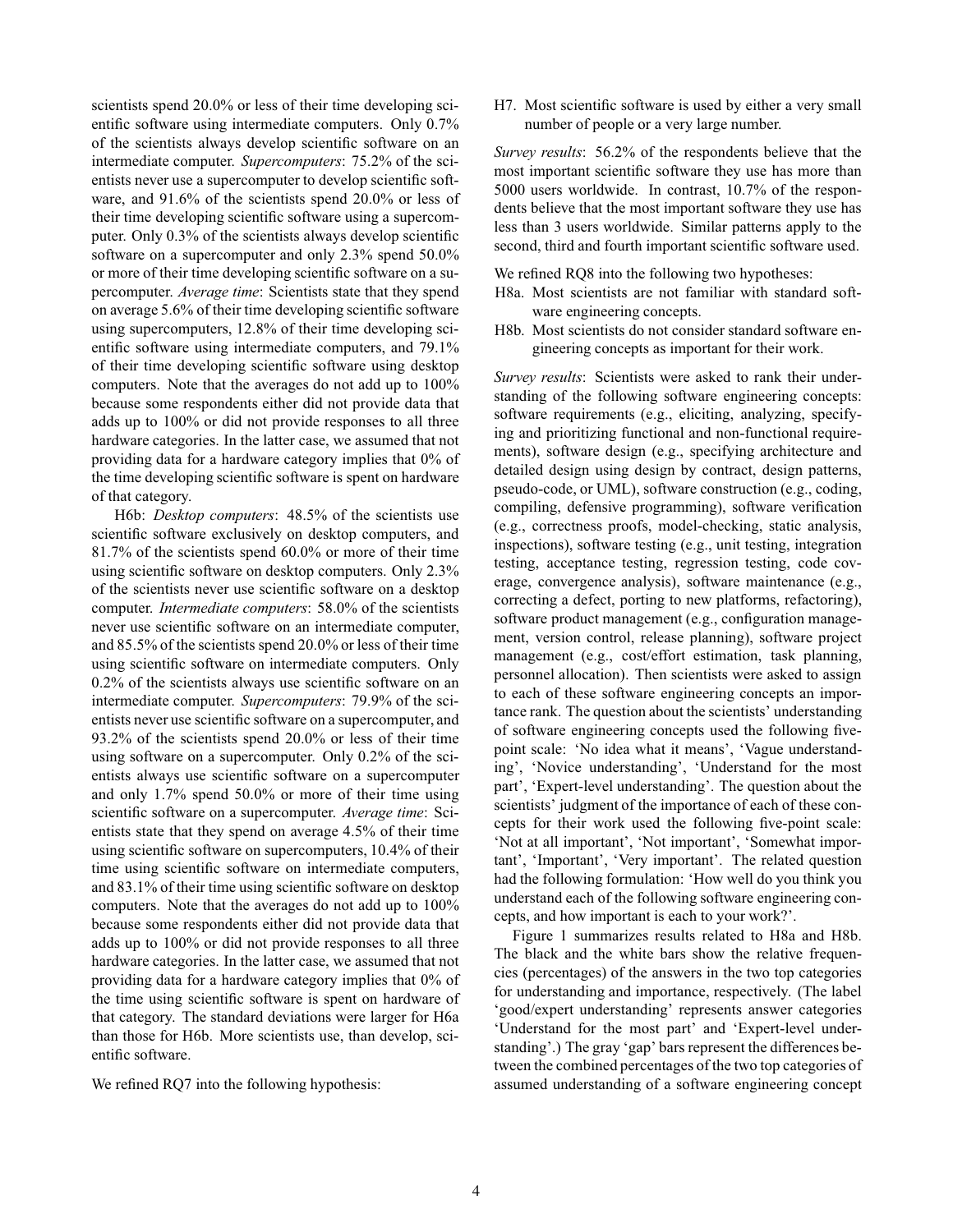scientists spend 20.0% or less of their time developing scientific software using intermediate computers. Only 0.7% of the scientists always develop scientific software on an intermediate computer. *Supercomputers*: 75.2% of the scientists never use a supercomputer to develop scientific software, and 91.6% of the scientists spend 20.0% or less of their time developing scientific software using a supercomputer. Only 0.3% of the scientists always develop scientific software on a supercomputer and only 2.3% spend 50.0% or more of their time developing scientific software on a supercomputer. *Average time*: Scientists state that they spend on average 5.6% of their time developing scientific software using supercomputers, 12.8% of their time developing scientific software using intermediate computers, and 79.1% of their time developing scientific software using desktop computers. Note that the averages do not add up to 100% because some respondents either did not provide data that adds up to 100% or did not provide responses to all three hardware categories. In the latter case, we assumed that not providing data for a hardware category implies that 0% of the time developing scientific software is spent on hardware of that category.

H6b: *Desktop computers*: 48.5% of the scientists use scientific software exclusively on desktop computers, and 81.7% of the scientists spend 60.0% or more of their time using scientific software on desktop computers. Only 2.3% of the scientists never use scientific software on a desktop computer. *Intermediate computers*: 58.0% of the scientists never use scientific software on an intermediate computer, and 85.5% of the scientists spend 20.0% or less of their time using scientific software on intermediate computers. Only 0.2% of the scientists always use scientific software on an intermediate computer. *Supercomputers*: 79.9% of the scientists never use scientific software on a supercomputer, and 93.2% of the scientists spend 20.0% or less of their time using software on a supercomputer. Only 0.2% of the scientists always use scientific software on a supercomputer and only 1.7% spend 50.0% or more of their time using scientific software on a supercomputer. *Average time*: Scientists state that they spend on average 4.5% of their time using scientific software on supercomputers, 10.4% of their time using scientific software on intermediate computers, and 83.1% of their time using scientific software on desktop computers. Note that the averages do not add up to 100% because some respondents either did not provide data that adds up to 100% or did not provide responses to all three hardware categories. In the latter case, we assumed that not providing data for a hardware category implies that 0% of the time using scientific software is spent on hardware of that category. The standard deviations were larger for H6a than those for H6b. More scientists use, than develop, scientific software.

We refined RQ7 into the following hypothesis:

H7. Most scientific software is used by either a very small number of people or a very large number.

*Survey results*: 56.2% of the respondents believe that the most important scientific software they use has more than 5000 users worldwide. In contrast, 10.7% of the respondents believe that the most important software they use has less than 3 users worldwide. Similar patterns apply to the second, third and fourth important scientific software used.

We refined RQ8 into the following two hypotheses:

H8a. Most scientists are not familiar with standard software engineering concepts.

H8b. Most scientists do not consider standard software engineering concepts as important for their work.

*Survey results*: Scientists were asked to rank their understanding of the following software engineering concepts: software requirements (e.g., eliciting, analyzing, specifying and prioritizing functional and non-functional requirements), software design (e.g., specifying architecture and detailed design using design by contract, design patterns, pseudo-code, or UML), software construction (e.g., coding, compiling, defensive programming), software verification (e.g., correctness proofs, model-checking, static analysis, inspections), software testing (e.g., unit testing, integration testing, acceptance testing, regression testing, code coverage, convergence analysis), software maintenance (e.g., correcting a defect, porting to new platforms, refactoring), software product management (e.g., configuration management, version control, release planning), software project management (e.g., cost/effort estimation, task planning, personnel allocation). Then scientists were asked to assign to each of these software engineering concepts an importance rank. The question about the scientists' understanding of software engineering concepts used the following five-point scale: 'No idea what it means', 'Vague understanding', 'Novice understanding', 'Understand for the most part', 'Expert-level understanding'. The question about the scientists' judgment of the importance of each of these concepts for their work used the following five-point scale: 'Not at all important', 'Not important', 'Somewhat important', 'Important', 'Very important'. The related question had the following formulation: 'How well do you think you understand each of the following software engineering concepts, and how important is each to your work?'.

Figure 1 summarizes results related to H8a and H8b. The black and the white bars show the relative frequencies (percentages) of the answers in the two top categories for understanding and importance, respectively. (The label 'good/expert understanding' represents answer categories 'Understand for the most part' and 'Expert-level understanding'.) The gray 'gap' bars represent the differences between the combined percentages of the two top categories of assumed understanding of a software engineering concept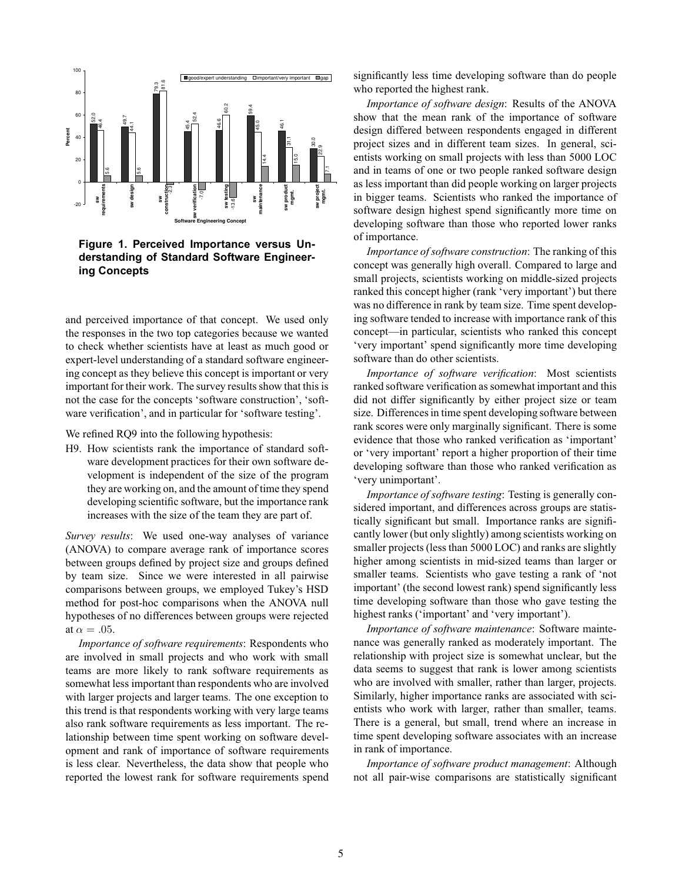**Figure 1. Perceived Importance versus Understanding of Standard Software Engineering Concepts**

and perceived importance of that concept. We used only the responses in the two top categories because we wanted to check whether scientists have at least as much good or expert-level understanding of a standard software engineering concept as they believe this concept is important or very important for their work. The survey results show that this is not the case for the concepts 'software construction', 'software verification', and in particular for 'software testing'.

We refined RQ9 into the following hypothesis:

H9. How scientists rank the importance of standard software development practices for their own software development is independent of the size of the program they are working on, and the amount of time they spend developing scientific software, but the importance rank increases with the size of the team they are part of.

*Survey results*: We used one-way analyses of variance (ANOVA) to compare average rank of importance scores between groups defined by project size and groups defined by team size. Since we were interested in all pairwise comparisons between groups, we employed Tukey's HSD method for post-hoc comparisons when the ANOVA null hypotheses of no differences between groups were rejected at $\alpha = .05$.

*Importance of software requirements*: Respondents who are involved in small projects and who work with small teams are more likely to rank software requirements as somewhat less important than respondents who are involved with larger projects and larger teams. The one exception to this trend is that respondents working with very large teams also rank software requirements as less important. The relationship between time spent working on software development and rank of importance of software requirements is less clear. Nevertheless, the data show that people who reported the lowest rank for software requirements spend significantly less time developing software than do people who reported the highest rank.

*Importance of software design*: Results of the ANOVA show that the mean rank of the importance of software design differed between respondents engaged in different project sizes and in different team sizes. In general, scientists working on small projects with less than 5000 LOC and in teams of one or two people ranked software design as less important than did people working on larger projects in bigger teams. Scientists who ranked the importance of software design highest spend significantly more time on developing software than those who reported lower ranks of importance.

*Importance of software construction*: The ranking of this concept was generally high overall. Compared to large and small projects, scientists working on middle-sized projects ranked this concept higher (rank 'very important') but there was no difference in rank by team size. Time spent developing software tended to increase with importance rank of this concept—in particular, scientists who ranked this concept 'very important' spend significantly more time developing software than do other scientists.

*Importance of software verification*: Most scientists ranked software verification as somewhat important and this did not differ significantly by either project size or team size. Differences in time spent developing software between rank scores were only marginally significant. There is some evidence that those who ranked verification as 'important' or 'very important' report a higher proportion of their time developing software than those who ranked verification as 'very unimportant'.

*Importance of software testing*: Testing is generally considered important, and differences across groups are statistically significant but small. Importance ranks are significantly lower (but only slightly) among scientists working on smaller projects (less than 5000 LOC) and ranks are slightly higher among scientists in mid-sized teams than larger or smaller teams. Scientists who gave testing a rank of 'not important' (the second lowest rank) spend significantly less time developing software than those who gave testing the highest ranks ('important' and 'very important').

*Importance of software maintenance*: Software maintenance was generally ranked as moderately important. The relationship with project size is somewhat unclear, but the data seems to suggest that rank is lower among scientists who are involved with smaller, rather than larger, projects. Similarly, higher importance ranks are associated with scientists who work with larger, rather than smaller, teams. There is a general, but small, trend where an increase in time spent developing software associates with an increase in rank of importance.

*Importance of software product management*: Although not all pair-wise comparisons are statistically significant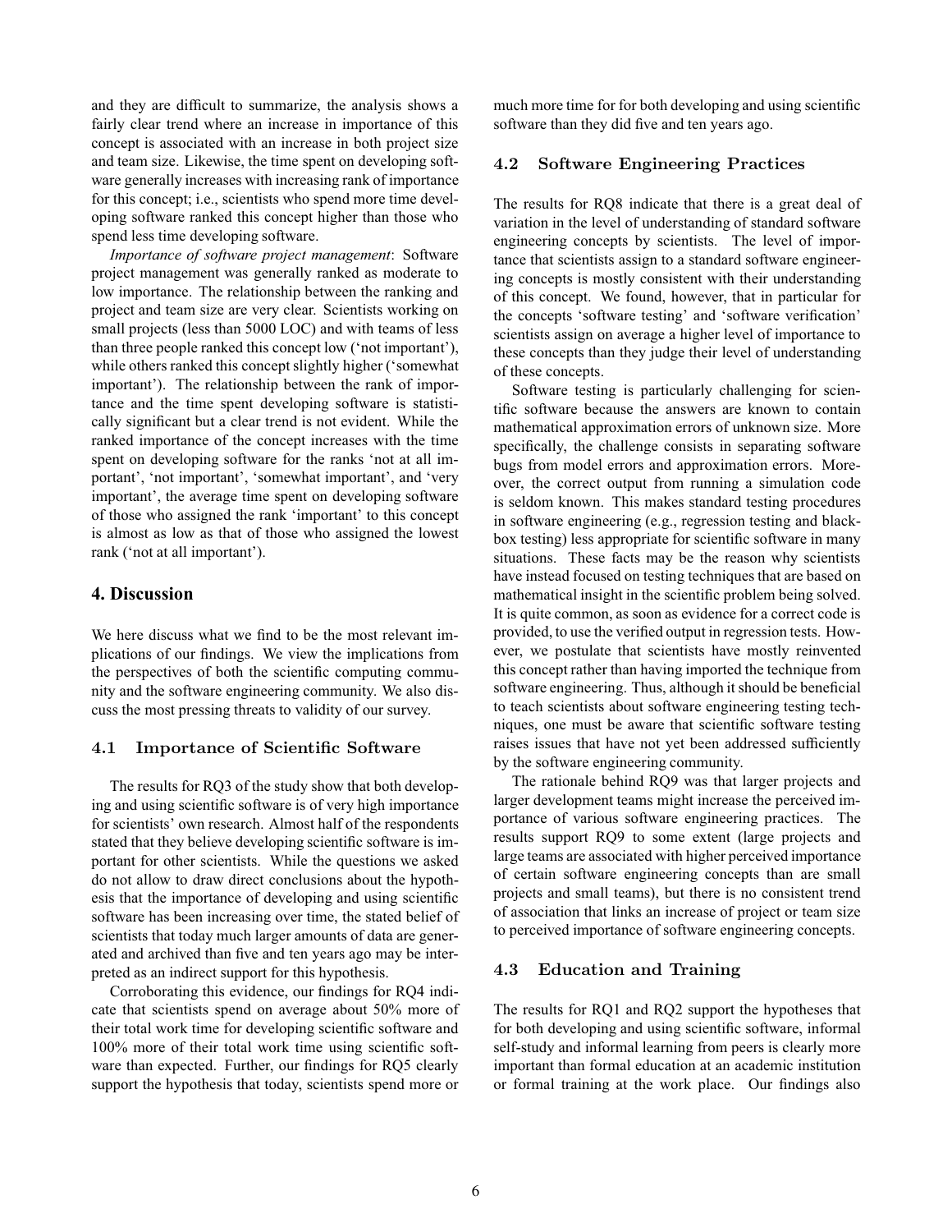and they are difficult to summarize, the analysis shows a fairly clear trend where an increase in importance of this concept is associated with an increase in both project size and team size. Likewise, the time spent on developing software generally increases with increasing rank of importance for this concept; i.e., scientists who spend more time developing software ranked this concept higher than those who spend less time developing software.

*Importance of software project management*: Software project management was generally ranked as moderate to low importance. The relationship between the ranking and project and team size are very clear. Scientists working on small projects (less than 5000 LOC) and with teams of less than three people ranked this concept low ('not important'), while others ranked this concept slightly higher ('somewhat important'). The relationship between the rank of importance and the time spent developing software is statistically significant but a clear trend is not evident. While the ranked importance of the concept increases with the time spent on developing software for the ranks 'not at all important', 'not important', 'somewhat important', and 'very important', the average time spent on developing software of those who assigned the rank 'important' to this concept is almost as low as that of those who assigned the lowest rank ('not at all important').

## 4. Discussion

We here discuss what we find to be the most relevant implications of our findings. We view the implications from the perspectives of both the scientific computing community and the software engineering community. We also discuss the most pressing threats to validity of our survey.

### 4.1 Importance of Scientific Software

The results for RQ3 of the study show that both developing and using scientific software is of very high importance for scientists' own research. Almost half of the respondents stated that they believe developing scientific software is important for other scientists. While the questions we asked do not allow to draw direct conclusions about the hypothesis that the importance of developing and using scientific software has been increasing over time, the stated belief of scientists that today much larger amounts of data are generated and archived than five and ten years ago may be interpreted as an indirect support for this hypothesis.

Corroborating this evidence, our findings for RQ4 indicate that scientists spend on average about 50% more of their total work time for developing scientific software and 100% more of their total work time using scientific software than expected. Further, our findings for RQ5 clearly support the hypothesis that today, scientists spend more or much more time for for both developing and using scientific software than they did five and ten years ago.

### 4.2 Software Engineering Practices

The results for RQ8 indicate that there is a great deal of variation in the level of understanding of standard software engineering concepts by scientists. The level of importance that scientists assign to a standard software engineering concepts is mostly consistent with their understanding of this concept. We found, however, that in particular for the concepts 'software testing' and 'software verification' scientists assign on average a higher level of importance to these concepts than they judge their level of understanding of these concepts.

Software testing is particularly challenging for scientific software because the answers are known to contain mathematical approximation errors of unknown size. More specifically, the challenge consists in separating software bugs from model errors and approximation errors. Moreover, the correct output from running a simulation code is seldom known. This makes standard testing procedures in software engineering (e.g., regression testing and black-box testing) less appropriate for scientific software in many situations. These facts may be the reason why scientists have instead focused on testing techniques that are based on mathematical insight in the scientific problem being solved. It is quite common, as soon as evidence for a correct code is provided, to use the verified output in regression tests. However, we postulate that scientists have mostly reinvented this concept rather than having imported the technique from software engineering. Thus, although it should be beneficial to teach scientists about software engineering testing techniques, one must be aware that scientific software testing raises issues that have not yet been addressed sufficiently by the software engineering community.

The rationale behind RQ9 was that larger projects and larger development teams might increase the perceived importance of various software engineering practices. The results support RQ9 to some extent (large projects and large teams are associated with higher perceived importance of certain software engineering concepts than are small projects and small teams), but there is no consistent trend of association that links an increase of project or team size to perceived importance of software engineering concepts.

### 4.3 Education and Training

The results for RQ1 and RQ2 support the hypotheses that for both developing and using scientific software, informal self-study and informal learning from peers is clearly more important than formal education at an academic institution or formal training at the work place. Our findings also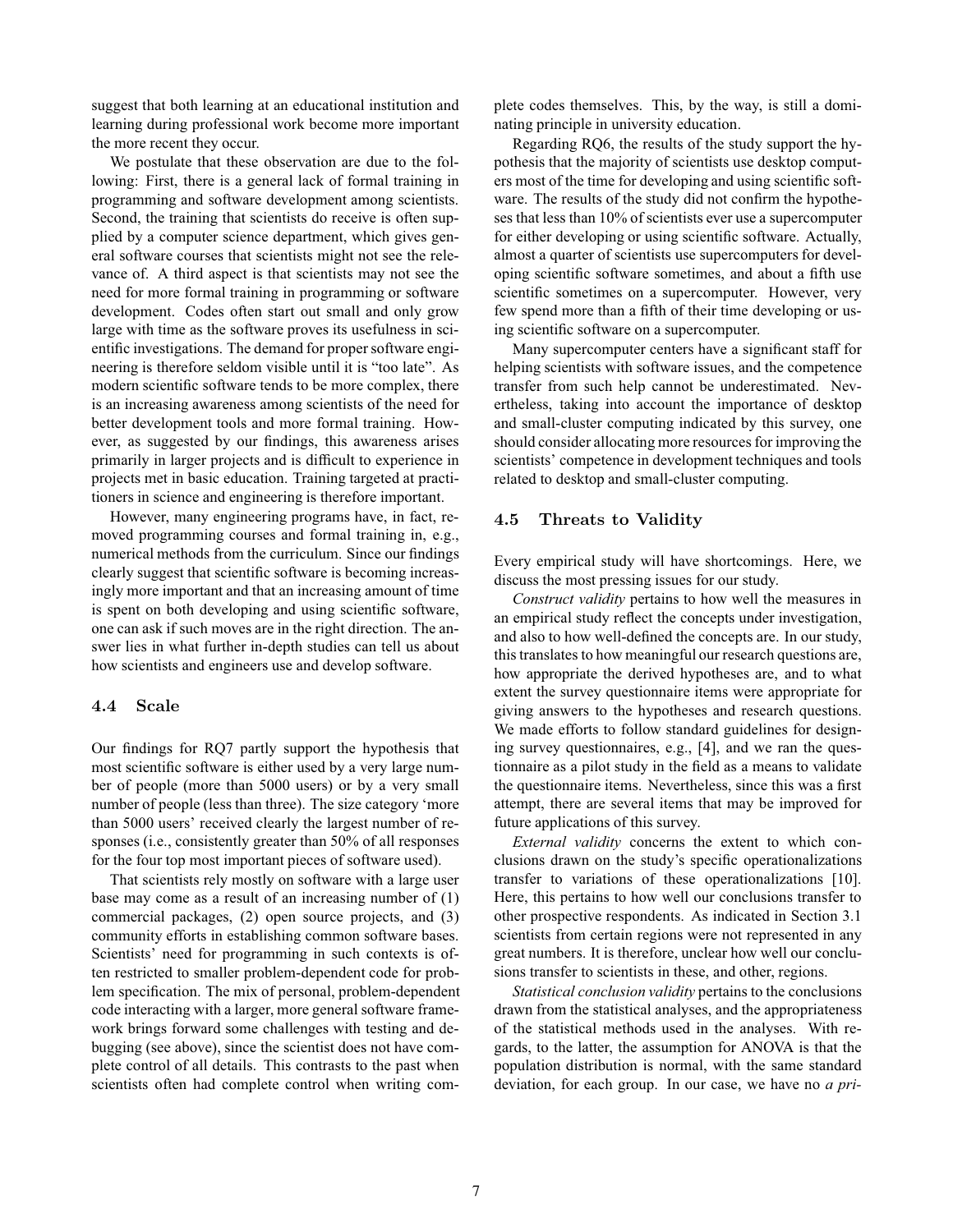suggest that both learning at an educational institution and learning during professional work become more important the more recent they occur.

We postulate that these observation are due to the following: First, there is a general lack of formal training in programming and software development among scientists. Second, the training that scientists do receive is often supplied by a computer science department, which gives general software courses that scientists might not see the relevance of. A third aspect is that scientists may not see the need for more formal training in programming or software development. Codes often start out small and only grow large with time as the software proves its usefulness in scientific investigations. The demand for proper software engineering is therefore seldom visible until it is "too late". As modern scientific software tends to be more complex, there is an increasing awareness among scientists of the need for better development tools and more formal training. However, as suggested by our findings, this awareness arises primarily in larger projects and is difficult to experience in projects met in basic education. Training targeted at practitioners in science and engineering is therefore important.

However, many engineering programs have, in fact, removed programming courses and formal training in, e.g., numerical methods from the curriculum. Since our findings clearly suggest that scientific software is becoming increasingly more important and that an increasing amount of time is spent on both developing and using scientific software, one can ask if such moves are in the right direction. The answer lies in what further in-depth studies can tell us about how scientists and engineers use and develop software.

### 4.4 Scale

Our findings for RQ7 partly support the hypothesis that most scientific software is either used by a very large number of people (more than 5000 users) or by a very small number of people (less than three). The size category 'more than 5000 users' received clearly the largest number of responses (i.e., consistently greater than 50% of all responses for the four top most important pieces of software used).

That scientists rely mostly on software with a large user base may come as a result of an increasing number of (1) commercial packages, (2) open source projects, and (3) community efforts in establishing common software bases. Scientists' need for programming in such contexts is often restricted to smaller problem-dependent code for problem specification. The mix of personal, problem-dependent code interacting with a larger, more general software framework brings forward some challenges with testing and debugging (see above), since the scientist does not have complete control of all details. This contrasts to the past when scientists often had complete control when writing complete codes themselves. This, by the way, is still a dominating principle in university education.

Regarding RQ6, the results of the study support the hypothesis that the majority of scientists use desktop computers most of the time for developing and using scientific software. The results of the study did not confirm the hypotheses that less than 10% of scientists ever use a supercomputer for either developing or using scientific software. Actually, almost a quarter of scientists use supercomputers for developing scientific software sometimes, and about a fifth use scientific sometimes on a supercomputer. However, very few spend more than a fifth of their time developing or using scientific software on a supercomputer.

Many supercomputer centers have a significant staff for helping scientists with software issues, and the competence transfer from such help cannot be underestimated. Nevertheless, taking into account the importance of desktop and small-cluster computing indicated by this survey, one should consider allocating more resources for improving the scientists' competence in development techniques and tools related to desktop and small-cluster computing.

### 4.5 Threats to Validity

Every empirical study will have shortcomings. Here, we discuss the most pressing issues for our study.

*Construct validity* pertains to how well the measures in an empirical study reflect the concepts under investigation, and also to how well-defined the concepts are. In our study, this translates to how meaningful our research questions are, how appropriate the derived hypotheses are, and to what extent the survey questionnaire items were appropriate for giving answers to the hypotheses and research questions. We made efforts to follow standard guidelines for designing survey questionnaires, e.g., [4], and we ran the questionnaire as a pilot study in the field as a means to validate the questionnaire items. Nevertheless, since this was a first attempt, there are several items that may be improved for future applications of this survey.

*External validity* concerns the extent to which conclusions drawn on the study's specific operationalizations transfer to variations of these operationalizations [10]. Here, this pertains to how well our conclusions transfer to other prospective respondents. As indicated in Section 3.1 scientists from certain regions were not represented in any great numbers. It is therefore, unclear how well our conclusions transfer to scientists in these, and other, regions.

*Statistical conclusion validity* pertains to the conclusions drawn from the statistical analyses, and the appropriateness of the statistical methods used in the analyses. With regards, to the latter, the assumption for ANOVA is that the population distribution is normal, with the same standard deviation, for each group. In our case, we have no *a pri-*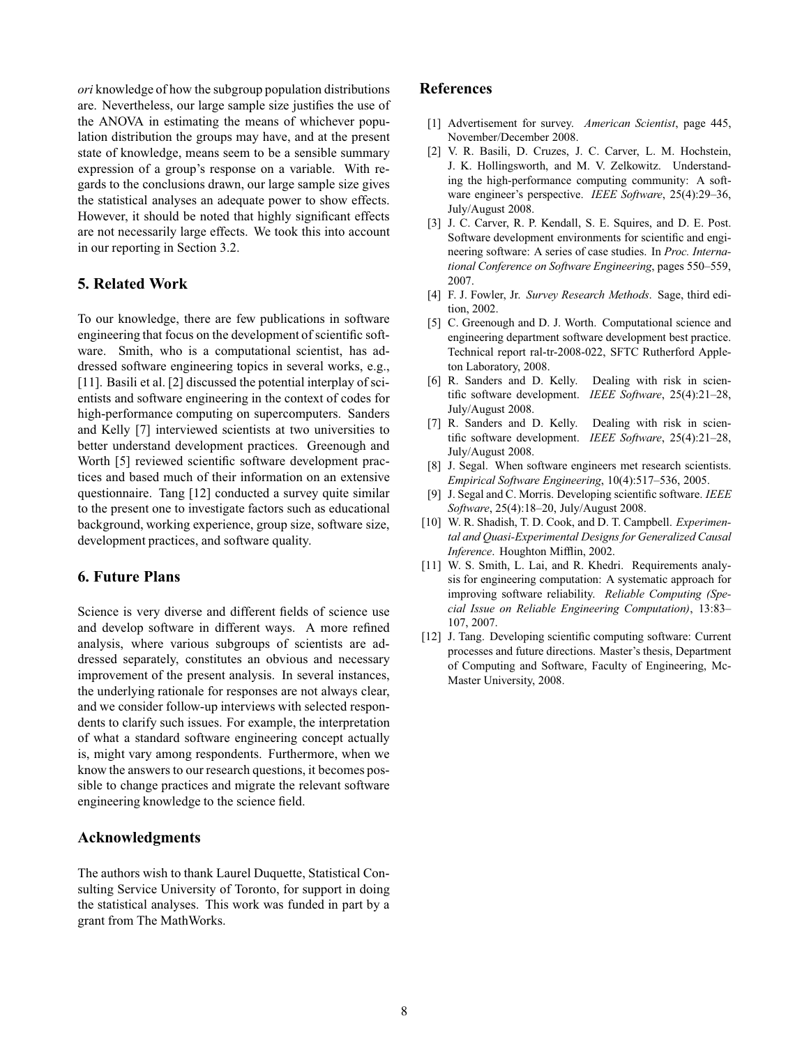*ori* knowledge of how the subgroup population distributions are. Nevertheless, our large sample size justifies the use of the ANOVA in estimating the means of whichever population distribution the groups may have, and at the present state of knowledge, means seem to be a sensible summary expression of a group's response on a variable. With regards to the conclusions drawn, our large sample size gives the statistical analyses an adequate power to show effects. However, it should be noted that highly significant effects are not necessarily large effects. We took this into account in our reporting in Section 3.2.

## 5. Related Work

To our knowledge, there are few publications in software engineering that focus on the development of scientific software. Smith, who is a computational scientist, has addressed software engineering topics in several works, e.g., [11]. Basili et al. [2] discussed the potential interplay of scientists and software engineering in the context of codes for high-performance computing on supercomputers. Sanders and Kelly [7] interviewed scientists at two universities to better understand development practices. Greenough and Worth [5] reviewed scientific software development practices and based much of their information on an extensive questionnaire. Tang [12] conducted a survey quite similar to the present one to investigate factors such as educational background, working experience, group size, software size, development practices, and software quality.

## 6. Future Plans

Science is very diverse and different fields of science use and develop software in different ways. A more refined analysis, where various subgroups of scientists are addressed separately, constitutes an obvious and necessary improvement of the present analysis. In several instances, the underlying rationale for responses are not always clear, and we consider follow-up interviews with selected respondents to clarify such issues. For example, the interpretation of what a standard software engineering concept actually is, might vary among respondents. Furthermore, when we know the answers to our research questions, it becomes possible to change practices and migrate the relevant software engineering knowledge to the science field.

## Acknowledgments

The authors wish to thank Laurel Duquette, Statistical Consulting Service University of Toronto, for support in doing the statistical analyses. This work was funded in part by a grant from The MathWorks.

## References

[1] Advertisement for survey. *American Scientist*, page 445, November/December 2008.

[2] V. R. Basili, D. Cruzes, J. C. Carver, L. M. Hochstein, J. K. Hollingsworth, and M. V. Zelkowitz. Understanding the high-performance computing community: A software engineer's perspective. *IEEE Software*, 25(4):29–36, July/August 2008.

[3] J. C. Carver, R. P. Kendall, S. E. Squires, and D. E. Post. Software development environments for scientific and engineering software: A series of case studies. In *Proc. International Conference on Software Engineering*, pages 550–559, 2007.

[4] F. J. Fowler, Jr. *Survey Research Methods*. Sage, third edition, 2002.

[5] C. Greenough and D. J. Worth. Computational science and engineering department software development best practice. Technical report ral-tr-2008-022, SFTC Rutherford Appleton Laboratory, 2008.

[6] R. Sanders and D. Kelly. Dealing with risk in scientific software development. *IEEE Software*, 25(4):21–28, July/August 2008.

[7] R. Sanders and D. Kelly. Dealing with risk in scientific software development. *IEEE Software*, 25(4):21–28, July/August 2008.

[8] J. Segal. When software engineers met research scientists. *Empirical Software Engineering*, 10(4):517–536, 2005.

[9] J. Segal and C. Morris. Developing scientific software. *IEEE Software*, 25(4):18–20, July/August 2008.

[10] W. R. Shadish, T. D. Cook, and D. T. Campbell. *Experimental and Quasi-Experimental Designs for Generalized Causal Inference*. Houghton Mifflin, 2002.

[11] W. S. Smith, L. Lai, and R. Khedri. Requirements analysis for engineering computation: A systematic approach for improving software reliability. *Reliable Computing (Special Issue on Reliable Engineering Computation)*, 13:83–107, 2007.

[12] J. Tang. Developing scientific computing software: Current processes and future directions. Master's thesis, Department of Computing and Software, Faculty of Engineering, McMaster University, 2008.